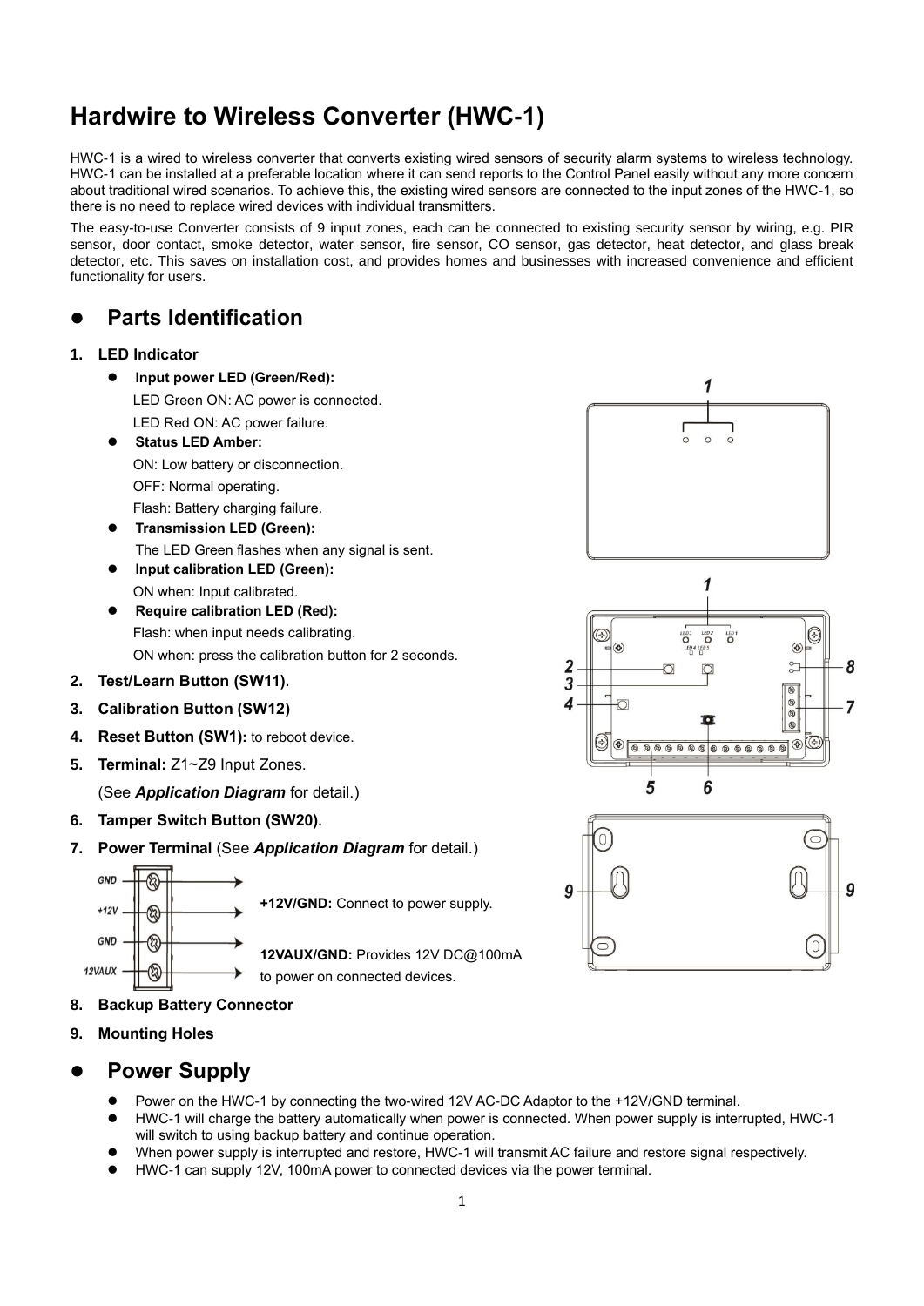# Hardwire to Wireless Converter (HWC-1)

HWC-1 is a wired to wireless converter that converts existing wired sensors of security alarm systems to wireless technology. HWC-1 can be installed at a preferable location where it can send reports to the Control Panel easily without any more concern about traditional wired scenarios. To achieve this, the existing wired sensors are connected to the input zones of the HWC-1, so there is no need to replace wired devices with individual transmitters.

The easy-to-use Converter consists of 9 input zones, each can be connected to existing security sensor by wiring, e.g. PIR sensor, door contact, smoke detector, water sensor, fire sensor, CO sensor, gas detector, heat detector, and glass break detector, etc. This saves on installation cost, and provides homes and businesses with increased convenience and efficient functionality for users.

## Parts Identification

1. **LED Indicator**
   - **Input power LED (Green/Red):**
     LED Green ON: AC power is connected.
     LED Red ON: AC power failure.
   - **Status LED Amber:**
     ON: Low battery or disconnection.
     OFF: Normal operating.
     Flash: Battery charging failure.
   - **Transmission LED (Green):**
     The LED Green flashes when any signal is sent.
   - **Input calibration LED (Green):**
     ON when: Input calibrated.
   - **Require calibration LED (Red):**
     Flash: when input needs calibrating.
     ON when: press the calibration button for 2 seconds.
2. **Test/Learn Button (SW11).**
3. **Calibration Button (SW12)**
4. **Reset Button (SW1):** to reboot device.
5. **Terminal:** Z1~Z9 Input Zones.
   (See ***Application Diagram*** for detail.)
6. **Tamper Switch Button (SW20).**
7. **Power Terminal** (See ***Application Diagram*** for detail.)

   GND / +12V / GND / 12VAUX

   **+12V/GND:** Connect to power supply.

   **12VAUX/GND:** Provides 12V DC@100mA to power on connected devices.
8. **Backup Battery Connector**
9. **Mounting Holes**

## Power Supply

- Power on the HWC-1 by connecting the two-wired 12V AC-DC Adaptor to the +12V/GND terminal.
- HWC-1 will charge the battery automatically when power is connected. When power supply is interrupted, HWC-1 will switch to using backup battery and continue operation.
- When power supply is interrupted and restore, HWC-1 will transmit AC failure and restore signal respectively.
- HWC-1 can supply 12V, 100mA power to connected devices via the power terminal.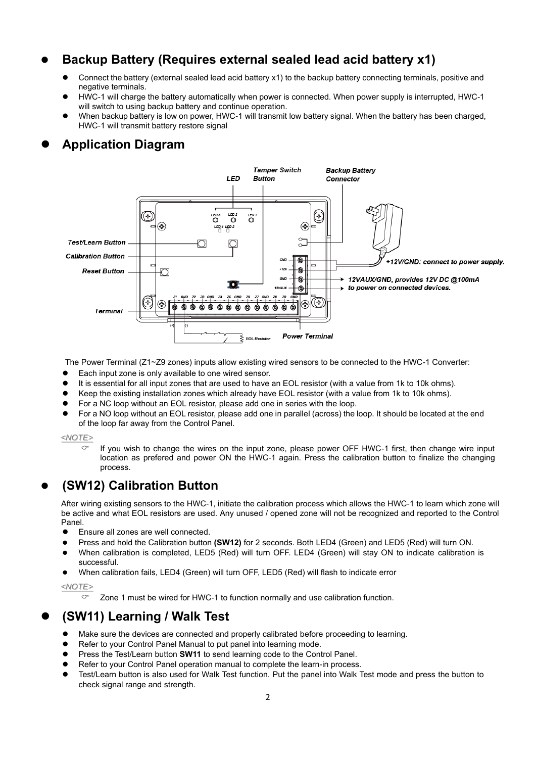## Backup Battery (Requires external sealed lead acid battery x1)

- Connect the battery (external sealed lead acid battery x1) to the backup battery connecting terminals, positive and negative terminals.
- HWC-1 will charge the battery automatically when power is connected. When power supply is interrupted, HWC-1 will switch to using backup battery and continue operation.
- When backup battery is low on power, HWC-1 will transmit low battery signal. When the battery has been charged, HWC-1 will transmit battery restore signal

## Application Diagram

The Power Terminal (Z1~Z9 zones) inputs allow existing wired sensors to be connected to the HWC-1 Converter:

- Each input zone is only available to one wired sensor.
- It is essential for all input zones that are used to have an EOL resistor (with a value from 1k to 10k ohms).
- Keep the existing installation zones which already have EOL resistor (with a value from 1k to 10k ohms).
- For a NC loop without an EOL resistor, please add one in series with the loop.
- For a NO loop without an EOL resistor, please add one in parallel (across) the loop. It should be located at the end of the loop far away from the Control Panel.

*<NOTE>*

- If you wish to change the wires on the input zone, please power OFF HWC-1 first, then change wire input location as prefered and power ON the HWC-1 again. Press the calibration button to finalize the changing process.

## (SW12) Calibration Button

After wiring existing sensors to the HWC-1, initiate the calibration process which allows the HWC-1 to learn which zone will be active and what EOL resistors are used. Any unused / opened zone will not be recognized and reported to the Control Panel.

- Ensure all zones are well connected.
- Press and hold the Calibration button **(SW12)** for 2 seconds. Both LED4 (Green) and LED5 (Red) will turn ON.
- When calibration is completed, LED5 (Red) will turn OFF. LED4 (Green) will stay ON to indicate calibration is successful.
- When calibration fails, LED4 (Green) will turn OFF, LED5 (Red) will flash to indicate error

*<NOTE>*

- Zone 1 must be wired for HWC-1 to function normally and use calibration function.

## (SW11) Learning / Walk Test

- Make sure the devices are connected and properly calibrated before proceeding to learning.
- Refer to your Control Panel Manual to put panel into learning mode.
- Press the Test/Learn button **SW11** to send learning code to the Control Panel.
- Refer to your Control Panel operation manual to complete the learn-in process.
- Test/Learn button is also used for Walk Test function. Put the panel into Walk Test mode and press the button to check signal range and strength.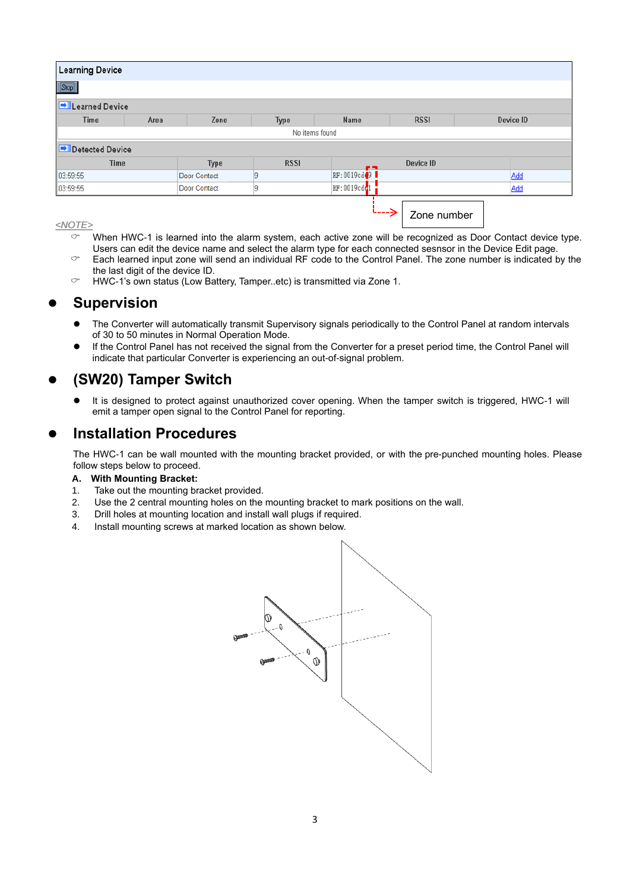| Learning Device | | | | | | |
|---|---|---|---|---|---|---|
| Stop | | | | | | |
| **Learned Device** | | | | | | |
| Time | Area | Zone | Type | Name | RSSI | Device ID |
| No items found | | | | | | |

| **Detected Device** | | | | |
|---|---|---|---|---|
| Time | Type | RSSI | Device ID | |
| 03:59:55 | Door Contact | 9 | RF:0019cdd9 | Add |
| 03:59:55 | Door Contact | 9 | RF:0019cdd1 | Add |

Zone number

<NOTE>

- When HWC-1 is learned into the alarm system, each active zone will be recognized as Door Contact device type. Users can edit the device name and select the alarm type for each connected sesnsor in the Device Edit page.
- Each learned input zone will send an individual RF code to the Control Panel. The zone number is indicated by the the last digit of the device ID.
- HWC-1's own status (Low Battery, Tamper..etc) is transmitted via Zone 1.

## Supervision

- The Converter will automatically transmit Supervisory signals periodically to the Control Panel at random intervals of 30 to 50 minutes in Normal Operation Mode.
- If the Control Panel has not received the signal from the Converter for a preset period time, the Control Panel will indicate that particular Converter is experiencing an out-of-signal problem.

## (SW20) Tamper Switch

- It is designed to protect against unauthorized cover opening. When the tamper switch is triggered, HWC-1 will emit a tamper open signal to the Control Panel for reporting.

## Installation Procedures

The HWC-1 can be wall mounted with the mounting bracket provided, or with the pre-punched mounting holes. Please follow steps below to proceed.

**A. With Mounting Bracket:**

1. Take out the mounting bracket provided.
2. Use the 2 central mounting holes on the mounting bracket to mark positions on the wall.
3. Drill holes at mounting location and install wall plugs if required.
4. Install mounting screws at marked location as shown below.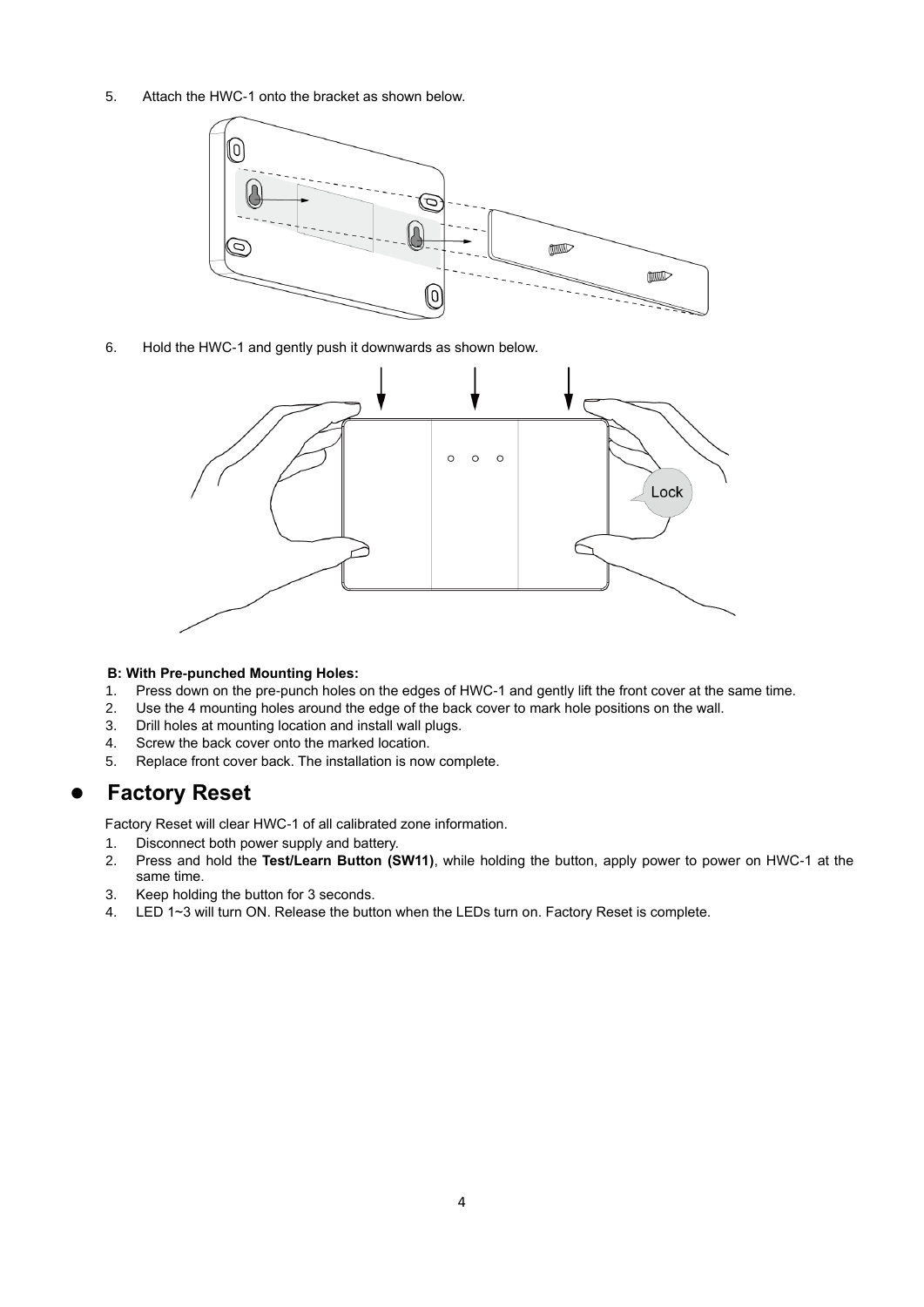5. Attach the HWC-1 onto the bracket as shown below.

6. Hold the HWC-1 and gently push it downwards as shown below.

Lock

**B: With Pre-punched Mounting Holes:**

1. Press down on the pre-punch holes on the edges of HWC-1 and gently lift the front cover at the same time.
2. Use the 4 mounting holes around the edge of the back cover to mark hole positions on the wall.
3. Drill holes at mounting location and install wall plugs.
4. Screw the back cover onto the marked location.
5. Replace front cover back. The installation is now complete.

## Factory Reset

Factory Reset will clear HWC-1 of all calibrated zone information.

1. Disconnect both power supply and battery.
2. Press and hold the **Test/Learn Button (SW11)**, while holding the button, apply power to power on HWC-1 at the same time.
3. Keep holding the button for 3 seconds.
4. LED 1~3 will turn ON. Release the button when the LEDs turn on. Factory Reset is complete.